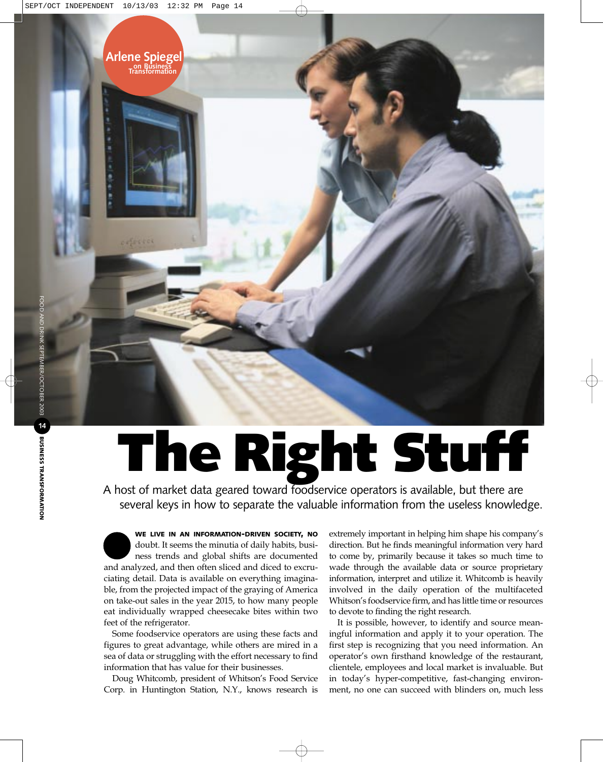Arlene Spiegel on Business Transformation

# The Right Stuff

A host of market data geared toward foodservice operators is available, but there are several keys in how to separate the valuable information from the useless knowledge.

**WE LIVE IN AN INFORMATION-DRIVEN SOCIETY, NO** doubt. It seems the minutia of daily habits, business trends and global shifts are documented and analyzed, and then often sliced and diced to excruciating detail. Data is available on everything imaginable, from the projected impact of the graying of America on take-out sales in the year 2015, to how many people eat individually wrapped cheesecake bites within two feet of the refrigerator.

Some foodservice operators are using these facts and figures to great advantage, while others are mired in a sea of data or struggling with the effort necessary to find information that has value for their businesses.

Doug Whitcomb, president of Whitson's Food Service Corp. in Huntington Station, N.Y., knows research is extremely important in helping him shape his company's direction. But he finds meaningful information very hard to come by, primarily because it takes so much time to wade through the available data or source proprietary information, interpret and utilize it. Whitcomb is heavily involved in the daily operation of the multifaceted Whitson's foodservice firm, and has little time or resources to devote to finding the right research.

It is possible, however, to identify and source meaningful information and apply it to your operation. The first step is recognizing that you need information. An operator's own firsthand knowledge of the restaurant, clientele, employees and local market is invaluable. But in today's hyper-competitive, fast-changing environment, no one can succeed with blinders on, much less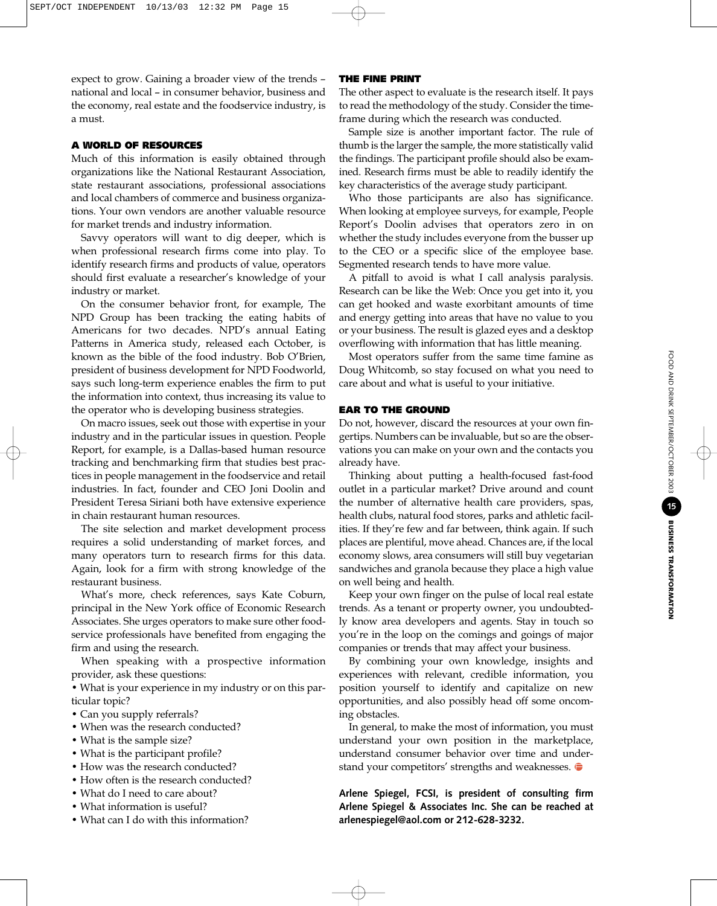expect to grow. Gaining a broader view of the trends – national and local – in consumer behavior, business and the economy, real estate and the foodservice industry, is a must.

### A WORLD OF RESOURCES

Much of this information is easily obtained through organizations like the National Restaurant Association, state restaurant associations, professional associations and local chambers of commerce and business organizations. Your own vendors are another valuable resource for market trends and industry information.

Savvy operators will want to dig deeper, which is when professional research firms come into play. To identify research firms and products of value, operators should first evaluate a researcher's knowledge of your industry or market.

On the consumer behavior front, for example, The NPD Group has been tracking the eating habits of Americans for two decades. NPD's annual Eating Patterns in America study, released each October, is known as the bible of the food industry. Bob O'Brien, president of business development for NPD Foodworld, says such long-term experience enables the firm to put the information into context, thus increasing its value to the operator who is developing business strategies.

On macro issues, seek out those with expertise in your industry and in the particular issues in question. People Report, for example, is a Dallas-based human resource tracking and benchmarking firm that studies best practices in people management in the foodservice and retail industries. In fact, founder and CEO Joni Doolin and President Teresa Siriani both have extensive experience in chain restaurant human resources.

The site selection and market development process requires a solid understanding of market forces, and many operators turn to research firms for this data. Again, look for a firm with strong knowledge of the restaurant business.

What's more, check references, says Kate Coburn, principal in the New York office of Economic Research Associates. She urges operators to make sure other foodservice professionals have benefited from engaging the firm and using the research.

When speaking with a prospective information provider, ask these questions:

- What is your experience in my industry or on this particular topic?
- Can you supply referrals?
- When was the research conducted?
- What is the sample size?
- What is the participant profile?
- How was the research conducted?
- How often is the research conducted?
- What do I need to care about?
- What information is useful?
- What can I do with this information?

### THE FINE PRINT

The other aspect to evaluate is the research itself. It pays to read the methodology of the study. Consider the timeframe during which the research was conducted.

Sample size is another important factor. The rule of thumb is the larger the sample, the more statistically valid the findings. The participant profile should also be examined. Research firms must be able to readily identify the key characteristics of the average study participant.

Who those participants are also has significance. When looking at employee surveys, for example, People Report's Doolin advises that operators zero in on whether the study includes everyone from the busser up to the CEO or a specific slice of the employee base. Segmented research tends to have more value.

A pitfall to avoid is what I call analysis paralysis. Research can be like the Web: Once you get into it, you can get hooked and waste exorbitant amounts of time and energy getting into areas that have no value to you or your business. The result is glazed eyes and a desktop overflowing with information that has little meaning.

Most operators suffer from the same time famine as Doug Whitcomb, so stay focused on what you need to care about and what is useful to your initiative.

### EAR TO THE GROUND

Do not, however, discard the resources at your own fingertips. Numbers can be invaluable, but so are the observations you can make on your own and the contacts you already have.

Thinking about putting a health-focused fast-food outlet in a particular market? Drive around and count the number of alternative health care providers, spas, health clubs, natural food stores, parks and athletic facilities. If they're few and far between, think again. If such places are plentiful, move ahead. Chances are, if the local economy slows, area consumers will still buy vegetarian sandwiches and granola because they place a high value on well being and health.

Keep your own finger on the pulse of local real estate trends. As a tenant or property owner, you undoubtedly know area developers and agents. Stay in touch so you're in the loop on the comings and goings of major companies or trends that may affect your business.

By combining your own knowledge, insights and experiences with relevant, credible information, you position yourself to identify and capitalize on new opportunities, and also possibly head off some oncoming obstacles.

In general, to make the most of information, you must understand your own position in the marketplace, understand consumer behavior over time and understand your competitors' strengths and weaknesses.

**Arlene Spiegel, FCSI, is president of consulting firm Arlene Spiegel & Associates Inc. She can be reached at arlenespiegel@aol.com or 212-628-3232.**